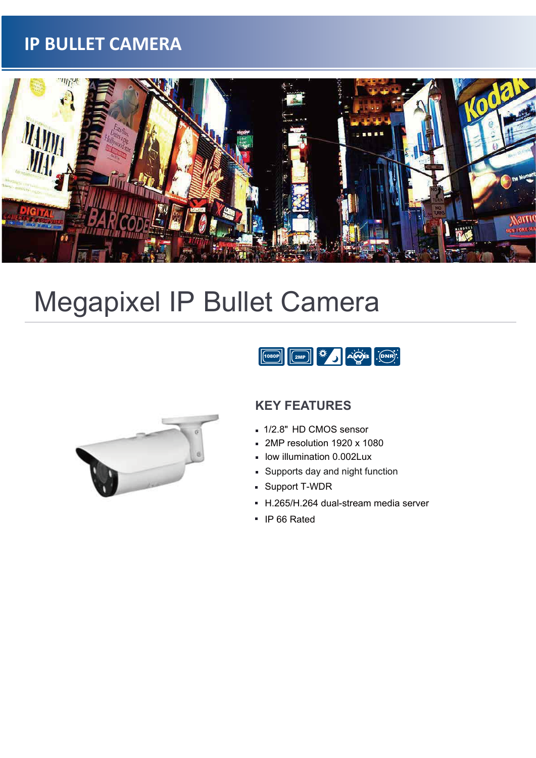# IP BULLET CAMERA

## Megapixel IP Bullet Camera

### KEY FEATURES

- 1/2.8" HD CMOS sensor
- 2MP resolution 1920 x 1080
- low illumination 0.002Lux
- Supports day and night function
- Support T-WDR
- H.265/H.264 dual-stream media server
- IP 66 Rated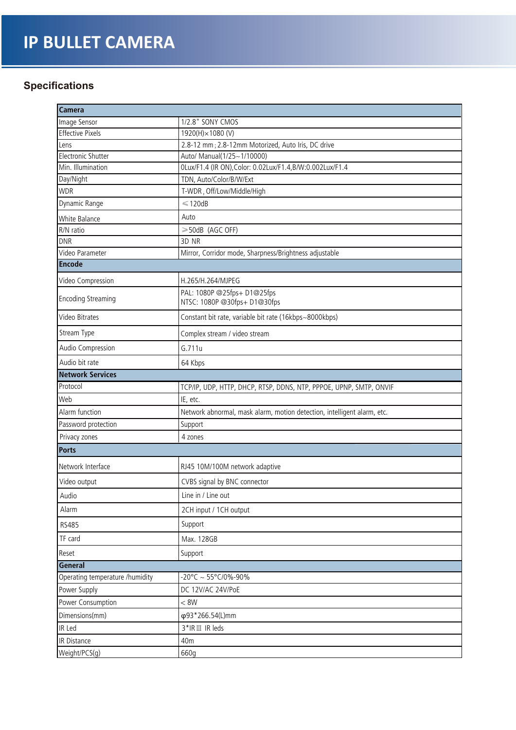# IP BULLET CAMERA

## Specifications

| Camera | |
|---|---|
| Image Sensor | 1/2.8" SONY CMOS |
| Effective Pixels | 1920(H)×1080 (V) |
| Lens | 2.8-12 mm ; 2.8-12mm Motorized, Auto Iris, DC drive |
| Electronic Shutter | Auto/ Manual(1/25~1/10000) |
| Min. Illumination | 0Lux/F1.4 (IR ON),Color: 0.02Lux/F1.4,B/W:0.002Lux/F1.4 |
| Day/Night | TDN, Auto/Color/B/W/Ext |
| WDR | T-WDR , Off/Low/Middle/High |
| Dynamic Range | ≤120dB |
| White Balance | Auto |
| R/N ratio | ≥50dB (AGC OFF) |
| DNR | 3D NR |
| Video Parameter | Mirror, Corridor mode, Sharpness/Brightness adjustable |
| **Encode** | |
| Video Compression | H.265/H.264/MJPEG |
| Encoding Streaming | PAL: 1080P @25fps+ D1@25fps<br>NTSC: 1080P @30fps+ D1@30fps |
| Video Bitrates | Constant bit rate, variable bit rate (16kbps~8000kbps) |
| Stream Type | Complex stream / video stream |
| Audio Compression | G.711u |
| Audio bit rate | 64 Kbps |
| **Network Services** | |
| Protocol | TCP/IP, UDP, HTTP, DHCP, RTSP, DDNS, NTP, PPPOE, UPNP, SMTP, ONVIF |
| Web | IE, etc. |
| Alarm function | Network abnormal, mask alarm, motion detection, intelligent alarm, etc. |
| Password protection | Support |
| Privacy zones | 4 zones |
| **Ports** | |
| Network Interface | RJ45 10M/100M network adaptive |
| Video output | CVBS signal by BNC connector |
| Audio | Line in / Line out |
| Alarm | 2CH input / 1CH output |
| RS485 | Support |
| TF card | Max. 128GB |
| Reset | Support |
| **General** | |
| Operating temperature /humidity | -20°C ~ 55°C/0%-90% |
| Power Supply | DC 12V/AC 24V/PoE |
| Power Consumption | < 8W |
| Dimensions(mm) | φ93*266.54(L)mm |
| IR Led | 3*IR Ⅲ IR leds |
| IR Distance | 40m |
| Weight/PCS(g) | 660g |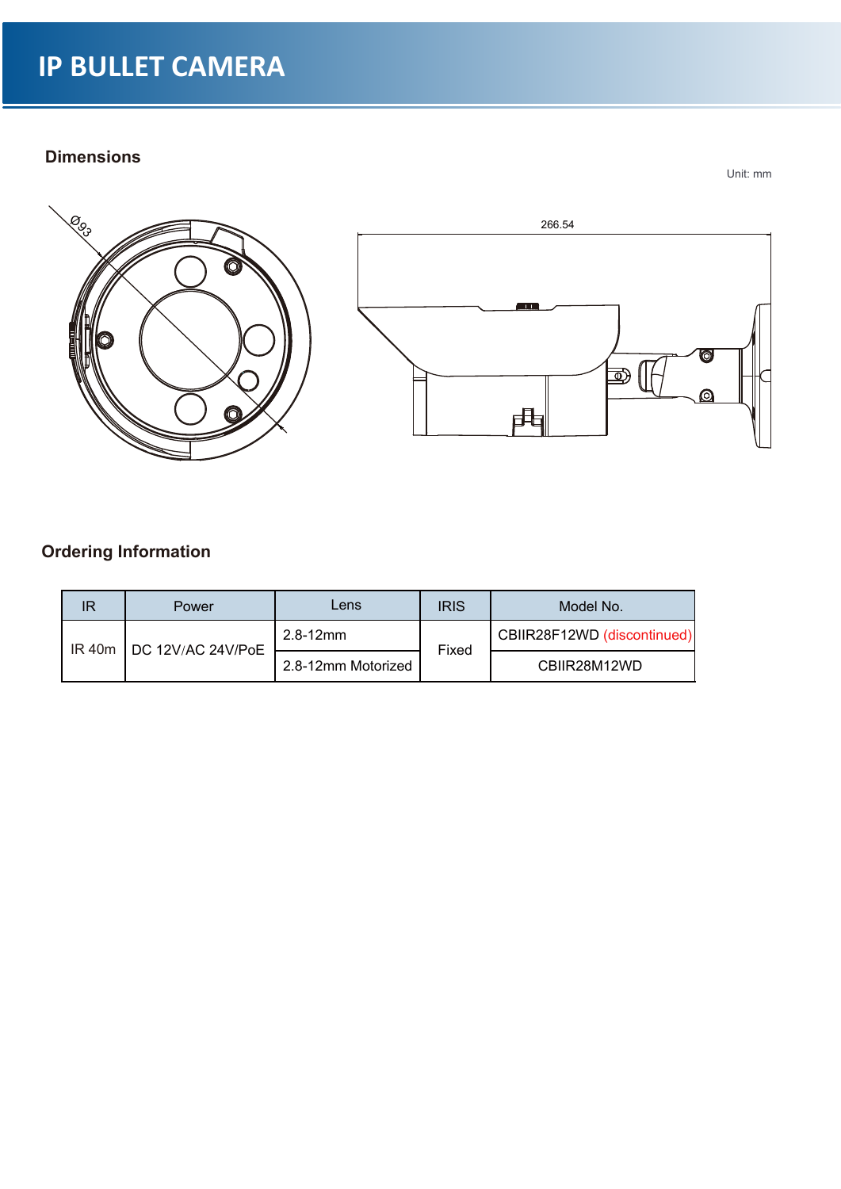# IP BULLET CAMERA

## Dimensions

Unit: mm

Ø93

266.54

## Ordering Information

| IR | Power | Lens | IRIS | Model No. |
|---|---|---|---|---|
| IR 40m | DC 12V/AC 24V/PoE | 2.8-12mm | Fixed | CBIIR28F12WD (discontinued) |
| | | 2.8-12mm Motorized | | CBIIR28M12WD |